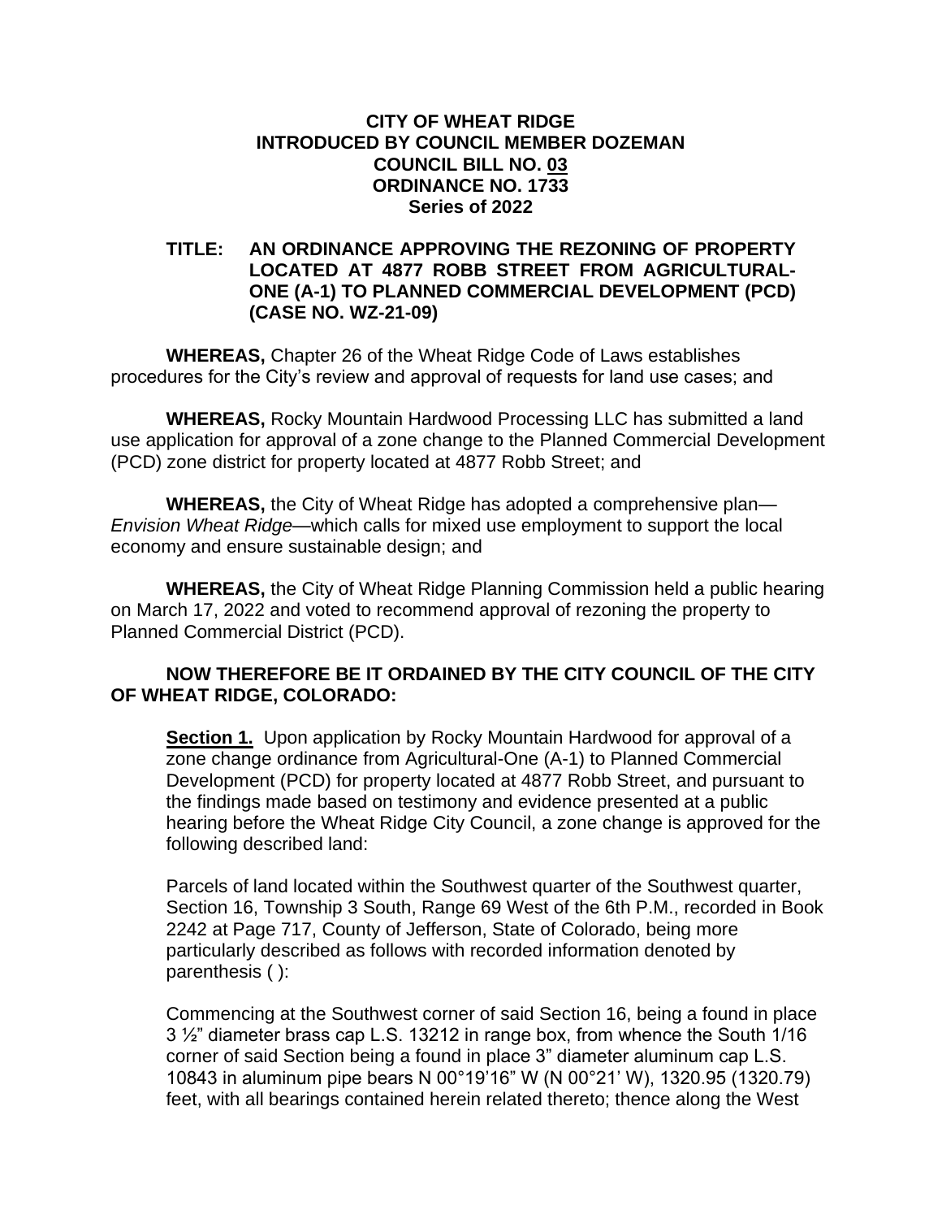**CITY OF WHEAT RIDGE**
**INTRODUCED BY COUNCIL MEMBER DOZEMAN**
**COUNCIL BILL NO. 03**
**ORDINANCE NO. 1733**
**Series of 2022**

**TITLE: AN ORDINANCE APPROVING THE REZONING OF PROPERTY LOCATED AT 4877 ROBB STREET FROM AGRICULTURAL-ONE (A-1) TO PLANNED COMMERCIAL DEVELOPMENT (PCD) (CASE NO. WZ-21-09)**

**WHEREAS,** Chapter 26 of the Wheat Ridge Code of Laws establishes procedures for the City's review and approval of requests for land use cases; and

**WHEREAS,** Rocky Mountain Hardwood Processing LLC has submitted a land use application for approval of a zone change to the Planned Commercial Development (PCD) zone district for property located at 4877 Robb Street; and

**WHEREAS,** the City of Wheat Ridge has adopted a comprehensive plan—*Envision Wheat Ridge*—which calls for mixed use employment to support the local economy and ensure sustainable design; and

**WHEREAS,** the City of Wheat Ridge Planning Commission held a public hearing on March 17, 2022 and voted to recommend approval of rezoning the property to Planned Commercial District (PCD).

**NOW THEREFORE BE IT ORDAINED BY THE CITY COUNCIL OF THE CITY OF WHEAT RIDGE, COLORADO:**

**Section 1.** Upon application by Rocky Mountain Hardwood for approval of a zone change ordinance from Agricultural-One (A-1) to Planned Commercial Development (PCD) for property located at 4877 Robb Street, and pursuant to the findings made based on testimony and evidence presented at a public hearing before the Wheat Ridge City Council, a zone change is approved for the following described land:

Parcels of land located within the Southwest quarter of the Southwest quarter, Section 16, Township 3 South, Range 69 West of the 6th P.M., recorded in Book 2242 at Page 717, County of Jefferson, State of Colorado, being more particularly described as follows with recorded information denoted by parenthesis ( ):

Commencing at the Southwest corner of said Section 16, being a found in place 3 ½" diameter brass cap L.S. 13212 in range box, from whence the South 1/16 corner of said Section being a found in place 3" diameter aluminum cap L.S. 10843 in aluminum pipe bears N 00°19'16" W (N 00°21' W), 1320.95 (1320.79) feet, with all bearings contained herein related thereto; thence along the West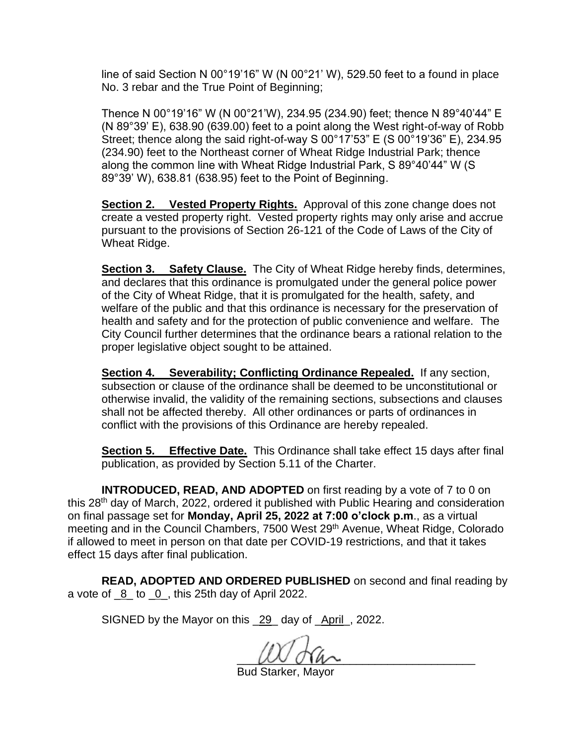line of said Section N 00°19'16" W (N 00°21' W), 529.50 feet to a found in place No. 3 rebar and the True Point of Beginning;

Thence N 00°19'16" W (N 00°21'W), 234.95 (234.90) feet; thence N 89°40'44" E (N 89°39' E), 638.90 (639.00) feet to a point along the West right-of-way of Robb Street; thence along the said right-of-way S 00°17'53" E (S 00°19'36" E), 234.95 (234.90) feet to the Northeast corner of Wheat Ridge Industrial Park; thence along the common line with Wheat Ridge Industrial Park, S 89°40'44" W (S 89°39' W), 638.81 (638.95) feet to the Point of Beginning.

**Section 2. Vested Property Rights.** Approval of this zone change does not create a vested property right. Vested property rights may only arise and accrue pursuant to the provisions of Section 26-121 of the Code of Laws of the City of Wheat Ridge.

**Section 3. Safety Clause.** The City of Wheat Ridge hereby finds, determines, and declares that this ordinance is promulgated under the general police power of the City of Wheat Ridge, that it is promulgated for the health, safety, and welfare of the public and that this ordinance is necessary for the preservation of health and safety and for the protection of public convenience and welfare. The City Council further determines that the ordinance bears a rational relation to the proper legislative object sought to be attained.

**Section 4. Severability; Conflicting Ordinance Repealed.** If any section, subsection or clause of the ordinance shall be deemed to be unconstitutional or otherwise invalid, the validity of the remaining sections, subsections and clauses shall not be affected thereby. All other ordinances or parts of ordinances in conflict with the provisions of this Ordinance are hereby repealed.

**Section 5. Effective Date.** This Ordinance shall take effect 15 days after final publication, as provided by Section 5.11 of the Charter.

**INTRODUCED, READ, AND ADOPTED** on first reading by a vote of 7 to 0 on this 28th day of March, 2022, ordered it published with Public Hearing and consideration on final passage set for **Monday, April 25, 2022 at 7:00 o'clock p.m**., as a virtual meeting and in the Council Chambers, 7500 West 29th Avenue, Wheat Ridge, Colorado if allowed to meet in person on that date per COVID-19 restrictions, and that it takes effect 15 days after final publication.

**READ, ADOPTED AND ORDERED PUBLISHED** on second and final reading by a vote of _8_ to _0_, this 25th day of April 2022.

SIGNED by the Mayor on this _29_ day of _April_, 2022.

_________________________________
Bud Starker, Mayor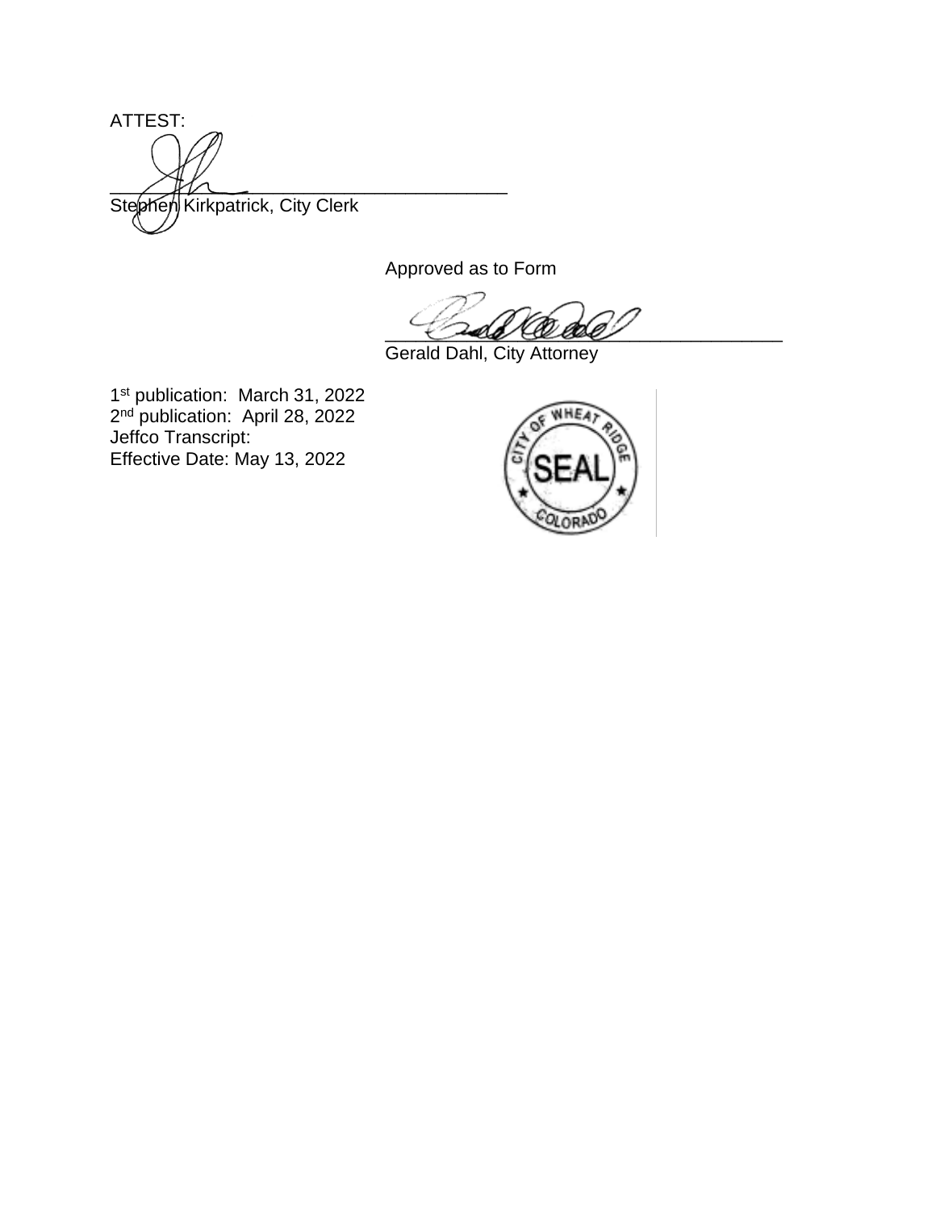ATTEST:

_______________________________________
Stephen Kirkpatrick, City Clerk

Approved as to Form

_______________________________________
Gerald Dahl, City Attorney

1st publication: March 31, 2022
2nd publication: April 28, 2022
Jeffco Transcript:
Effective Date: May 13, 2022

CITY OF WHEAT RIDGE
SEAL
COLORADO